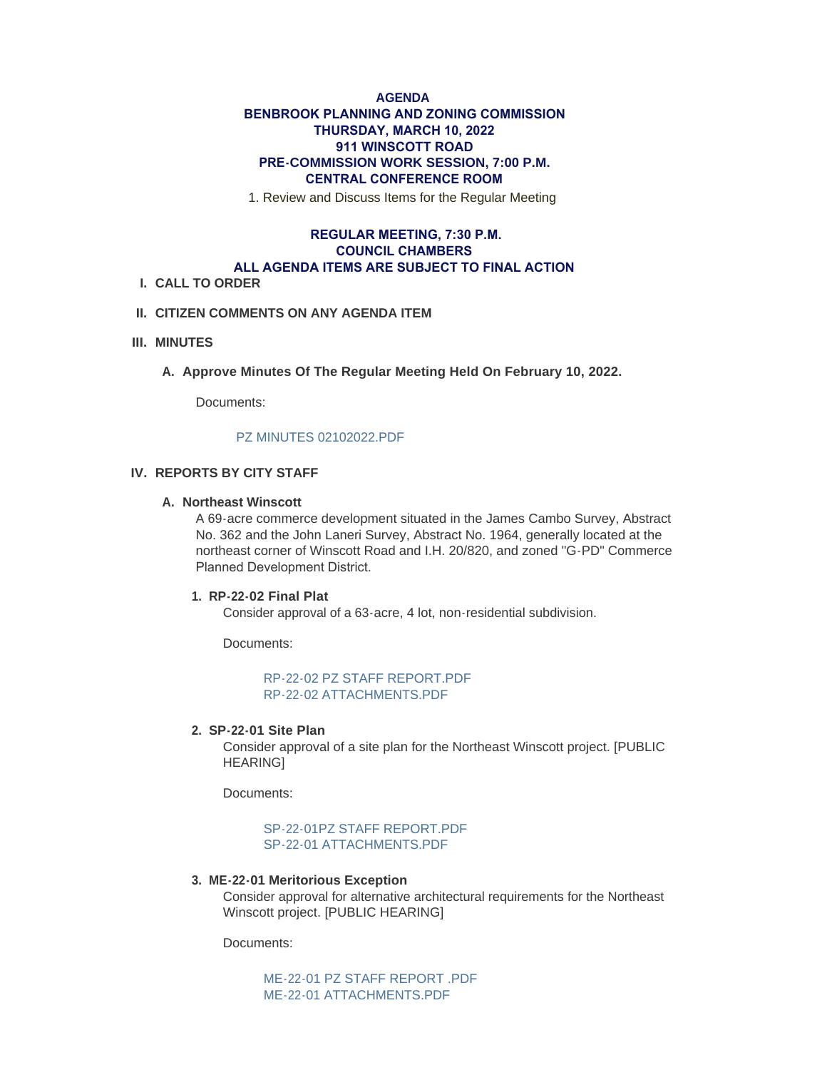**AGENDA**
**BENBROOK PLANNING AND ZONING COMMISSION**
**THURSDAY, MARCH 10, 2022**
**911 WINSCOTT ROAD**
**PRE-COMMISSION WORK SESSION, 7:00 P.M.**
**CENTRAL CONFERENCE ROOM**

1. Review and Discuss Items for the Regular Meeting

**REGULAR MEETING, 7:30 P.M.**
**COUNCIL CHAMBERS**
**ALL AGENDA ITEMS ARE SUBJECT TO FINAL ACTION**

I. **CALL TO ORDER**

II. **CITIZEN COMMENTS ON ANY AGENDA ITEM**

III. **MINUTES**

A. **Approve Minutes Of The Regular Meeting Held On February 10, 2022.**

Documents:

PZ MINUTES 02102022.PDF

IV. **REPORTS BY CITY STAFF**

A. **Northeast Winscott**

A 69-acre commerce development situated in the James Cambo Survey, Abstract No. 362 and the John Laneri Survey, Abstract No. 1964, generally located at the northeast corner of Winscott Road and I.H. 20/820, and zoned "G-PD" Commerce Planned Development District.

1. **RP-22-02 Final Plat**

Consider approval of a 63-acre, 4 lot, non-residential subdivision.

Documents:

RP-22-02 PZ STAFF REPORT.PDF
RP-22-02 ATTACHMENTS.PDF

2. **SP-22-01 Site Plan**

Consider approval of a site plan for the Northeast Winscott project. [PUBLIC HEARING]

Documents:

SP-22-01PZ STAFF REPORT.PDF
SP-22-01 ATTACHMENTS.PDF

3. **ME-22-01 Meritorious Exception**

Consider approval for alternative architectural requirements for the Northeast Winscott project. [PUBLIC HEARING]

Documents:

ME-22-01 PZ STAFF REPORT .PDF
ME-22-01 ATTACHMENTS.PDF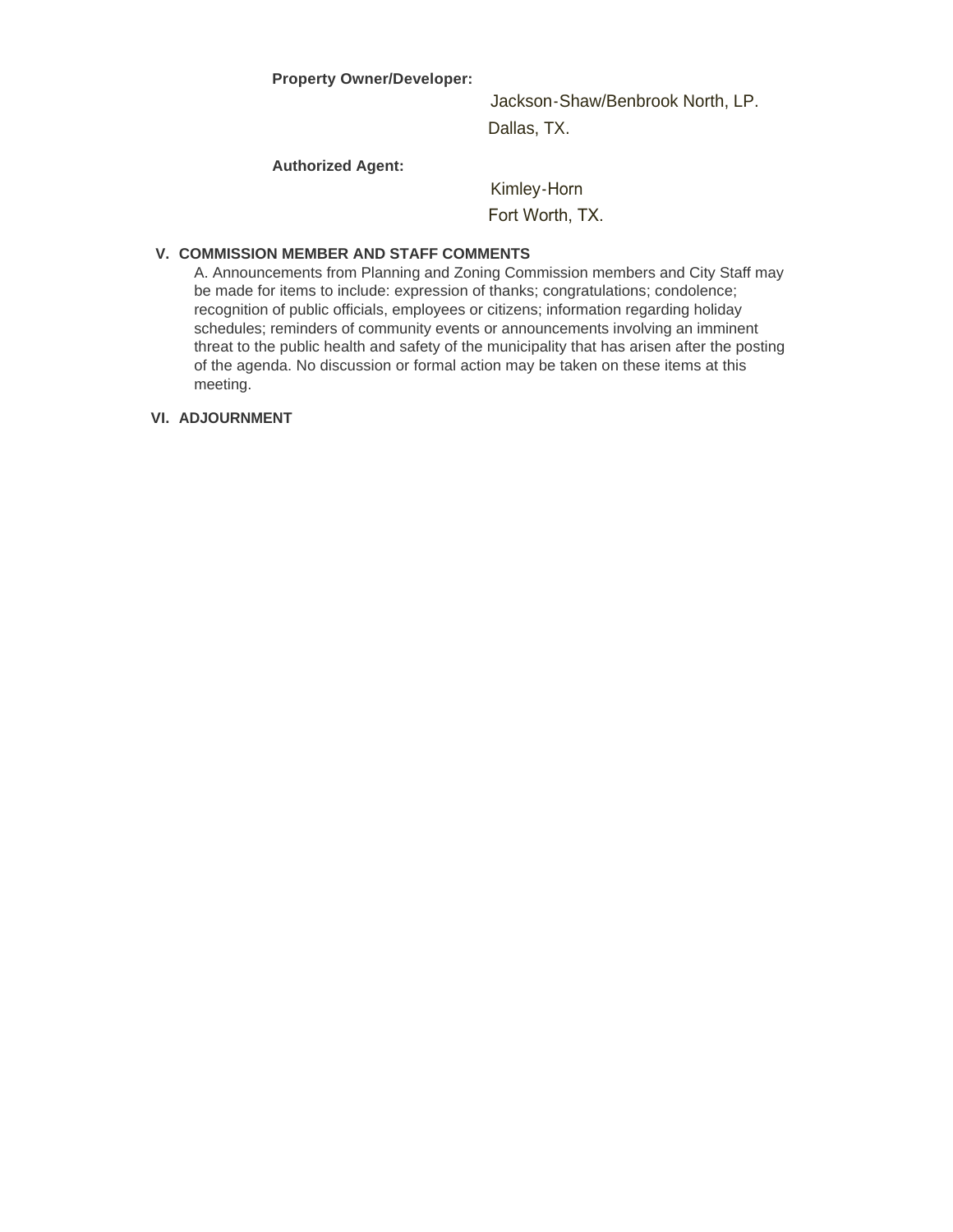**Property Owner/Developer:**

Jackson-Shaw/Benbrook North, LP.
Dallas, TX.

**Authorized Agent:**

Kimley-Horn
Fort Worth, TX.

## V. COMMISSION MEMBER AND STAFF COMMENTS

A. Announcements from Planning and Zoning Commission members and City Staff may be made for items to include: expression of thanks; congratulations; condolence; recognition of public officials, employees or citizens; information regarding holiday schedules; reminders of community events or announcements involving an imminent threat to the public health and safety of the municipality that has arisen after the posting of the agenda. No discussion or formal action may be taken on these items at this meeting.

## VI. ADJOURNMENT